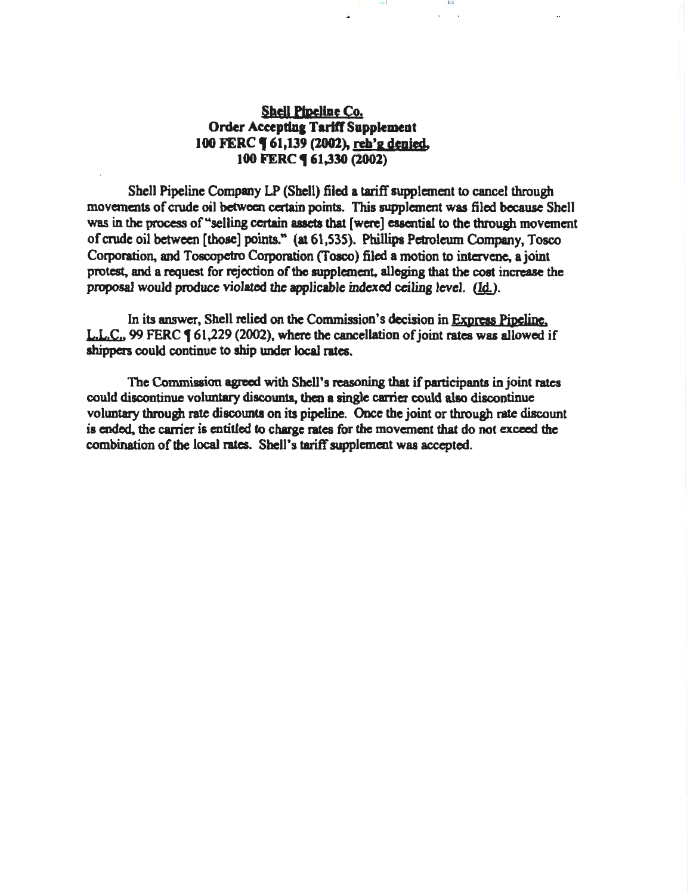**<u>Shell Pipeline Co.</u>**
**Order Accepting Tariff Supplement**
**100 FERC ¶ 61,139 (2002), <u>reh'g denied</u>,**
**100 FERC ¶ 61,330 (2002)**

Shell Pipeline Company LP (Shell) filed a tariff supplement to cancel through movements of crude oil between certain points. This supplement was filed because Shell was in the process of "selling certain assets that [were] essential to the through movement of crude oil between [those] points." (at 61,535). Phillips Petroleum Company, Tosco Corporation, and Toscopetro Corporation (Tosco) filed a motion to intervene, a joint protest, and a request for rejection of the supplement, alleging that the cost increase the proposal would produce violated the applicable indexed ceiling level. (<u>Id.</u>).

In its answer, Shell relied on the Commission's decision in <u>Express Pipeline, L.L.C.</u>, 99 FERC ¶ 61,229 (2002), where the cancellation of joint rates was allowed if shippers could continue to ship under local rates.

The Commission agreed with Shell's reasoning that if participants in joint rates could discontinue voluntary discounts, then a single carrier could also discontinue voluntary through rate discounts on its pipeline. Once the joint or through rate discount is ended, the carrier is entitled to charge rates for the movement that do not exceed the combination of the local rates. Shell's tariff supplement was accepted.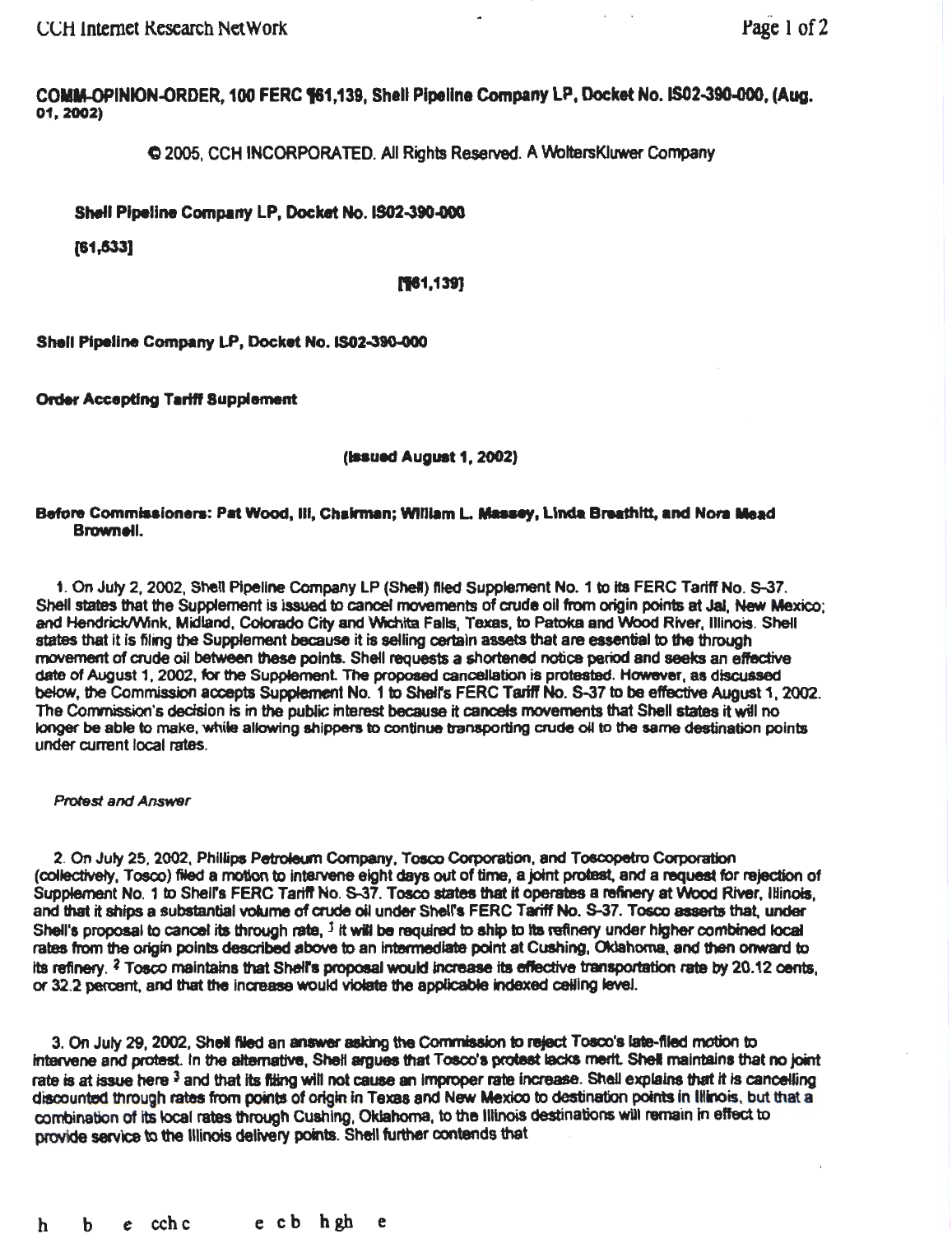**COMM-OPINION-ORDER, 100 FERC ¶61,139, Shell Pipeline Company LP, Docket No. IS02-390-000, (Aug. 01, 2002)**

© 2005, CCH INCORPORATED. All Rights Reserved. A WoltersKluwer Company

**Shell Pipeline Company LP, Docket No. IS02-390-000**

**[61,533]**

**[¶61,139]**

**Shell Pipeline Company LP, Docket No. IS02-390-000**

**Order Accepting Tariff Supplement**

**(Issued August 1, 2002)**

**Before Commissioners: Pat Wood, III, Chairman; William L. Massey, Linda Breathitt, and Nora Mead Brownell.**

1. On July 2, 2002, Shell Pipeline Company LP (Shell) filed Supplement No. 1 to its FERC Tariff No. S-37. Shell states that the Supplement is issued to cancel movements of crude oil from origin points at Jal, New Mexico; and Hendrick/Wink, Midland, Colorado City and Wichita Falls, Texas, to Patoka and Wood River, Illinois. Shell states that it is filing the Supplement because it is selling certain assets that are essential to the through movement of crude oil between these points. Shell requests a shortened notice period and seeks an effective date of August 1, 2002, for the Supplement. The proposed cancellation is protested. However, as discussed below, the Commission accepts Supplement No. 1 to Shell's FERC Tariff No. S-37 to be effective August 1, 2002. The Commission's decision is in the public interest because it cancels movements that Shell states it will no longer be able to make, while allowing shippers to continue transporting crude oil to the same destination points under current local rates.

*Protest and Answer*

2. On July 25, 2002, Phillips Petroleum Company, Tosco Corporation, and Toscopetro Corporation (collectively, Tosco) filed a motion to intervene eight days out of time, a joint protest, and a request for rejection of Supplement No. 1 to Shell's FERC Tariff No. S-37. Tosco states that it operates a refinery at Wood River, Illinois, and that it ships a substantial volume of crude oil under Shell's FERC Tariff No. S-37. Tosco asserts that, under Shell's proposal to cancel its through rate, [1] it will be required to ship to its refinery under higher combined local rates from the origin points described above to an intermediate point at Cushing, Oklahoma, and then onward to its refinery. [2] Tosco maintains that Shell's proposal would increase its effective transportation rate by 20.12 cents, or 32.2 percent, and that the increase would violate the applicable indexed ceiling level.

3. On July 29, 2002, Shell filed an answer asking the Commission to reject Tosco's late-filed motion to intervene and protest. In the alternative, Shell argues that Tosco's protest lacks merit. Shell maintains that no joint rate is at issue here [3] and that its filing will not cause an improper rate increase. Shell explains that it is cancelling discounted through rates from points of origin in Texas and New Mexico to destination points in Illinois, but that a combination of its local rates through Cushing, Oklahoma, to the Illinois destinations will remain in effect to provide service to the Illinois delivery points. Shell further contends that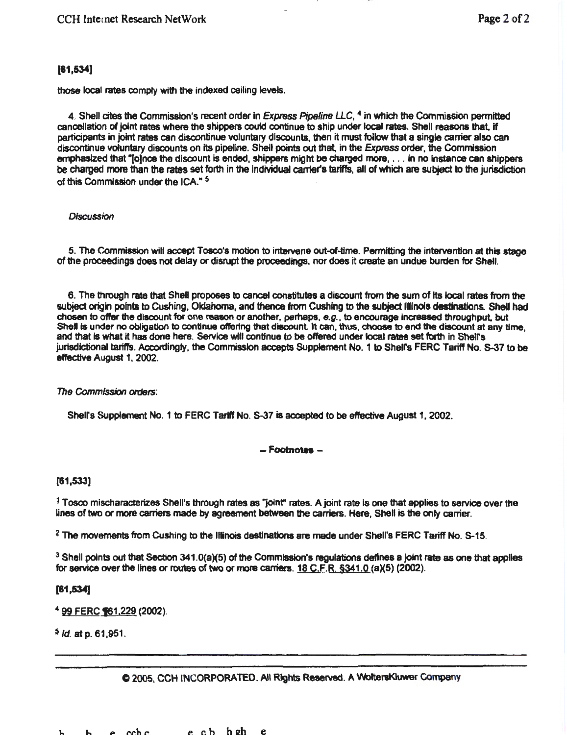[61,534]

those local rates comply with the indexed ceiling levels.

4. Shell cites the Commission's recent order in *Express Pipeline LLC*, [4] in which the Commission permitted cancellation of joint rates where the shippers could continue to ship under local rates. Shell reasons that, if participants in joint rates can discontinue voluntary discounts, then it must follow that a single carrier also can discontinue voluntary discounts on its pipeline. Shell points out that, in the *Express* order, the Commission emphasized that "[o]nce the discount is ended, shippers might be charged more, . . . in no instance can shippers be charged more than the rates set forth in the individual carrier's tariffs, all of which are subject to the jurisdiction of this Commission under the ICA." [5]

*Discussion*

5. The Commission will accept Tosco's motion to intervene out-of-time. Permitting the intervention at this stage of the proceedings does not delay or disrupt the proceedings, nor does it create an undue burden for Shell.

6. The through rate that Shell proposes to cancel constitutes a discount from the sum of its local rates from the subject origin points to Cushing, Oklahoma, and thence from Cushing to the subject Illinois destinations. Shell had chosen to offer the discount for one reason or another, perhaps, *e.g.*, to encourage increased throughput, but Shell is under no obligation to continue offering that discount. It can, thus, choose to end the discount at any time, and that is what it has done here. Service will continue to be offered under local rates set forth in Shell's jurisdictional tariffs. Accordingly, the Commission accepts Supplement No. 1 to Shell's FERC Tariff No. S-37 to be effective August 1, 2002.

*The Commission orders*:

Shell's Supplement No. 1 to FERC Tariff No. S-37 is accepted to be effective August 1, 2002.

– Footnotes –

[61,533]

[1] Tosco mischaracterizes Shell's through rates as "joint" rates. A joint rate is one that applies to service over the lines of two or more carriers made by agreement between the carriers. Here, Shell is the only carrier.

[2] The movements from Cushing to the Illinois destinations are made under Shell's FERC Tariff No. S-15.

[3] Shell points out that Section 341.0(a)(5) of the Commission's regulations defines a joint rate as one that applies for service over the lines or routes of two or more carriers. 18 C.F.R. §341.0 (a)(5) (2002).

[61,534]

[4] 99 FERC ¶61,229 (2002).

[5] *Id.* at p. 61,951.

© 2005, CCH INCORPORATED. All Rights Reserved. A WoltersKluwer Company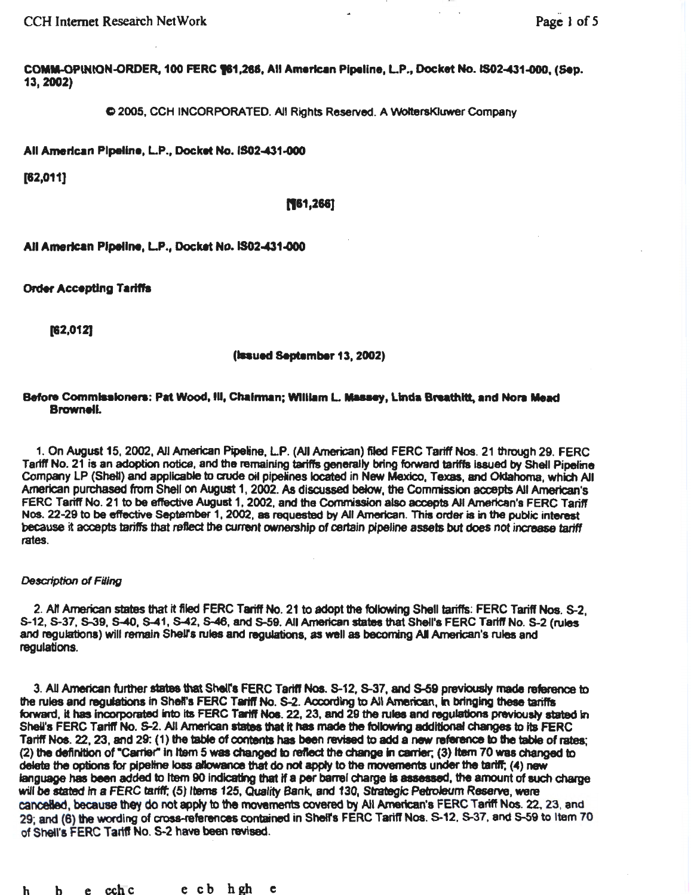COMM-OPINION-ORDER, 100 FERC ¶61,266, All American Pipeline, L.P., Docket No. IS02-431-000, (Sep. 13, 2002)

© 2005, CCH INCORPORATED. All Rights Reserved. A WoltersKluwer Company

**All American Pipeline, L.P., Docket No. IS02-431-000**

[62,011]

[¶61,266]

**All American Pipeline, L.P., Docket No. IS02-431-000**

**Order Accepting Tariffs**

[62,012]

**(Issued September 13, 2002)**

**Before Commissioners: Pat Wood, III, Chairman; William L. Massey, Linda Breathitt, and Nora Mead Brownell.**

1. On August 15, 2002, All American Pipeline, L.P. (All American) filed FERC Tariff Nos. 21 through 29. FERC Tariff No. 21 is an adoption notice, and the remaining tariffs generally bring forward tariffs issued by Shell Pipeline Company LP (Shell) and applicable to crude oil pipelines located in New Mexico, Texas, and Oklahoma, which All American purchased from Shell on August 1, 2002. As discussed below, the Commission accepts All American's FERC Tariff No. 21 to be effective August 1, 2002, and the Commission also accepts All American's FERC Tariff Nos. 22-29 to be effective September 1, 2002, as requested by All American. This order is in the public interest because it accepts tariffs that reflect the current ownership of certain pipeline assets but does not increase tariff rates.

*Description of Filing*

2. All American states that it filed FERC Tariff No. 21 to adopt the following Shell tariffs: FERC Tariff Nos. S-2, S-12, S-37, S-39, S-40, S-41, S-42, S-46, and S-59. All American states that Shell's FERC Tariff No. S-2 (rules and regulations) will remain Shell's rules and regulations, as well as becoming All American's rules and regulations.

3. All American further states that Shell's FERC Tariff Nos. S-12, S-37, and S-59 previously made reference to the rules and regulations in Shell's FERC Tariff No. S-2. According to All American, in bringing these tariffs forward, it has incorporated into its FERC Tariff Nos. 22, 23, and 29 the rules and regulations previously stated in Shell's FERC Tariff No. S-2. All American states that it has made the following additional changes to its FERC Tariff Nos. 22, 23, and 29: (1) the table of contents has been revised to add a new reference to the table of rates; (2) the definition of "Carrier" in Item 5 was changed to reflect the change in carrier; (3) Item 70 was changed to delete the options for pipeline loss allowance that do not apply to the movements under the tariff; (4) new language has been added to Item 90 indicating that if a per barrel charge is assessed, the amount of such charge will be stated in a FERC tariff; (5) Items 125, *Quality Bank*, and 130, *Strategic Petroleum Reserve*, were cancelled, because they do not apply to the movements covered by All American's FERC Tariff Nos. 22, 23, and 29; and (6) the wording of cross-references contained in Shell's FERC Tariff Nos. S-12, S-37, and S-59 to Item 70 of Shell's FERC Tariff No. S-2 have been revised.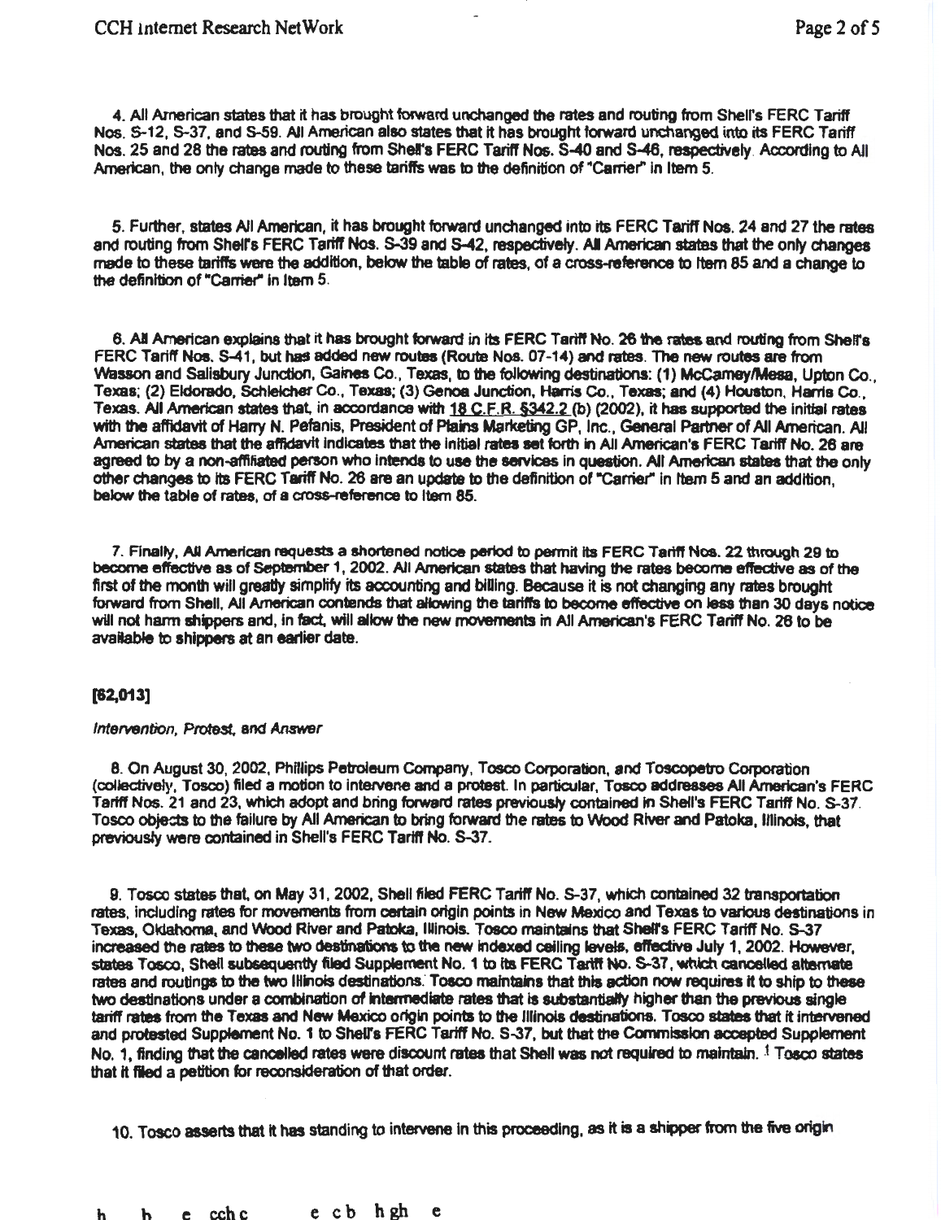4. All American states that it has brought forward unchanged the rates and routing from Shell's FERC Tariff Nos. S-12, S-37, and S-59. All American also states that it has brought forward unchanged into its FERC Tariff Nos. 25 and 28 the rates and routing from Shell's FERC Tariff Nos. S-40 and S-46, respectively. According to All American, the only change made to these tariffs was to the definition of "Carrier" in Item 5.

5. Further, states All American, it has brought forward unchanged into its FERC Tariff Nos. 24 and 27 the rates and routing from Shell's FERC Tariff Nos. S-39 and S-42, respectively. All American states that the only changes made to these tariffs were the addition, below the table of rates, of a cross-reference to Item 85 and a change to the definition of "Carrier" in Item 5.

6. All American explains that it has brought forward in its FERC Tariff No. 26 the rates and routing from Shell's FERC Tariff Nos. S-41, but has added new routes (Route Nos. 07-14) and rates. The new routes are from Wasson and Salisbury Junction, Gaines Co., Texas, to the following destinations: (1) McCamey/Mesa, Upton Co., Texas; (2) Eldorado, Schleicher Co., Texas; (3) Genoa Junction, Harris Co., Texas; and (4) Houston, Harris Co., Texas. All American states that, in accordance with 18 C.F.R. §342.2 (b) (2002), it has supported the initial rates with the affidavit of Harry N. Pefanis, President of Plains Marketing GP, Inc., General Partner of All American. All American states that the affidavit indicates that the initial rates set forth in All American's FERC Tariff No. 26 are agreed to by a non-affiliated person who intends to use the services in question. All American states that the only other changes to its FERC Tariff No. 26 are an update to the definition of "Carrier" in Item 5 and an addition, below the table of rates, of a cross-reference to Item 85.

7. Finally, All American requests a shortened notice period to permit its FERC Tariff Nos. 22 through 29 to become effective as of September 1, 2002. All American states that having the rates become effective as of the first of the month will greatly simplify its accounting and billing. Because it is not changing any rates brought forward from Shell, All American contends that allowing the tariffs to become effective on less than 30 days notice will not harm shippers and, in fact, will allow the new movements in All American's FERC Tariff No. 26 to be available to shippers at an earlier date.

[62,013]

*Intervention, Protest, and Answer*

8. On August 30, 2002, Phillips Petroleum Company, Tosco Corporation, and Toscopetro Corporation (collectively, Tosco) filed a motion to intervene and a protest. In particular, Tosco addresses All American's FERC Tariff Nos. 21 and 23, which adopt and bring forward rates previously contained in Shell's FERC Tariff No. S-37. Tosco objects to the failure by All American to bring forward the rates to Wood River and Patoka, Illinois, that previously were contained in Shell's FERC Tariff No. S-37.

9. Tosco states that, on May 31, 2002, Shell filed FERC Tariff No. S-37, which contained 32 transportation rates, including rates for movements from certain origin points in New Mexico and Texas to various destinations in Texas, Oklahoma, and Wood River and Patoka, Illinois. Tosco maintains that Shell's FERC Tariff No. S-37 increased the rates to these two destinations to the new indexed ceiling levels, effective July 1, 2002. However, states Tosco, Shell subsequently filed Supplement No. 1 to its FERC Tariff No. S-37, which cancelled alternate rates and routings to the two Illinois destinations. Tosco maintains that this action now requires it to ship to these two destinations under a combination of intermediate rates that is substantially higher than the previous single tariff rates from the Texas and New Mexico origin points to the Illinois destinations. Tosco states that it intervened and protested Supplement No. 1 to Shell's FERC Tariff No. S-37, but that the Commission accepted Supplement No. 1, finding that the cancelled rates were discount rates that Shell was not required to maintain. [1] Tosco states that it filed a petition for reconsideration of that order.

10. Tosco asserts that it has standing to intervene in this proceeding, as it is a shipper from the five origin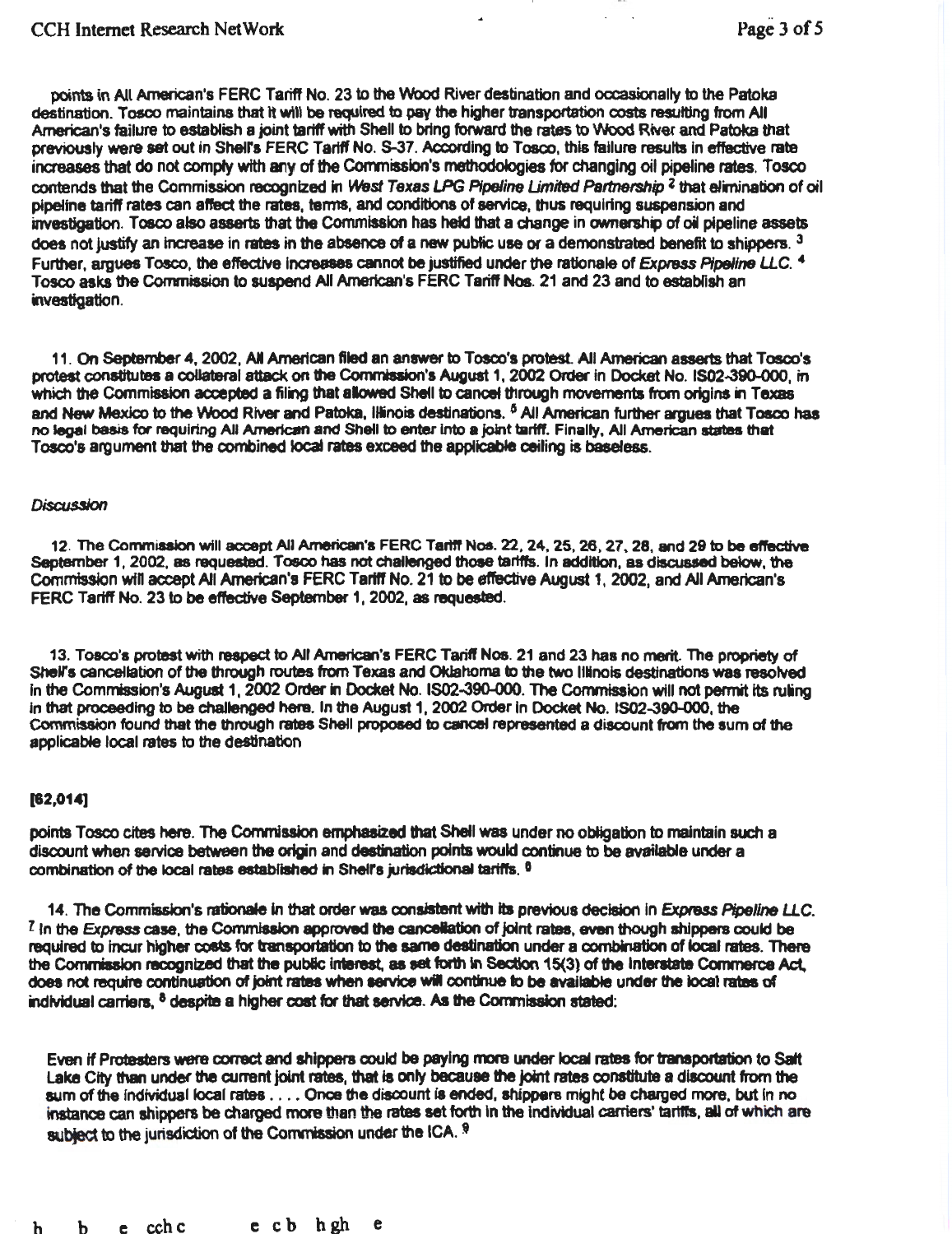points in All American's FERC Tariff No. 23 to the Wood River destination and occasionally to the Patoka destination. Tosco maintains that it will be required to pay the higher transportation costs resulting from All American's failure to establish a joint tariff with Shell to bring forward the rates to Wood River and Patoka that previously were set out in Shell's FERC Tariff No. S-37. According to Tosco, this failure results in effective rate increases that do not comply with any of the Commission's methodologies for changing oil pipeline rates. Tosco contends that the Commission recognized in *West Texas LPG Pipeline Limited Partnership* [2] that elimination of oil pipeline tariff rates can affect the rates, terms, and conditions of service, thus requiring suspension and investigation. Tosco also asserts that the Commission has held that a change in ownership of oil pipeline assets does not justify an increase in rates in the absence of a new public use or a demonstrated benefit to shippers. [3] Further, argues Tosco, the effective increases cannot be justified under the rationale of *Express Pipeline LLC*. [4] Tosco asks the Commission to suspend All American's FERC Tariff Nos. 21 and 23 and to establish an investigation.

11. On September 4, 2002, All American filed an answer to Tosco's protest. All American asserts that Tosco's protest constitutes a collateral attack on the Commission's August 1, 2002 Order in Docket No. IS02-390-000, in which the Commission accepted a filing that allowed Shell to cancel through movements from origins in Texas and New Mexico to the Wood River and Patoka, Illinois destinations. [5] All American further argues that Tosco has no legal basis for requiring All American and Shell to enter into a joint tariff. Finally, All American states that Tosco's argument that the combined local rates exceed the applicable ceiling is baseless.

*Discussion*

12. The Commission will accept All American's FERC Tariff Nos. 22, 24, 25, 26, 27, 28, and 29 to be effective September 1, 2002, as requested. Tosco has not challenged those tariffs. In addition, as discussed below, the Commission will accept All American's FERC Tariff No. 21 to be effective August 1, 2002, and All American's FERC Tariff No. 23 to be effective September 1, 2002, as requested.

13. Tosco's protest with respect to All American's FERC Tariff Nos. 21 and 23 has no merit. The propriety of Shell's cancellation of the through routes from Texas and Oklahoma to the two Illinois destinations was resolved in the Commission's August 1, 2002 Order in Docket No. IS02-390-000. The Commission will not permit its ruling in that proceeding to be challenged here. In the August 1, 2002 Order in Docket No. IS02-390-000, the Commission found that the through rates Shell proposed to cancel represented a discount from the sum of the applicable local rates to the destination

[62,014]

points Tosco cites here. The Commission emphasized that Shell was under no obligation to maintain such a discount when service between the origin and destination points would continue to be available under a combination of the local rates established in Shell's jurisdictional tariffs. [6]

14. The Commission's rationale in that order was consistent with its previous decision in *Express Pipeline LLC*. [7] In the *Express* case, the Commission approved the cancellation of joint rates, even though shippers could be required to incur higher costs for transportation to the same destination under a combination of local rates. There the Commission recognized that the public interest, as set forth in Section 15(3) of the Interstate Commerce Act, does not require continuation of joint rates when service will continue to be available under the local rates of individual carriers, [8] despite a higher cost for that service. As the Commission stated:

> Even if Protesters were correct and shippers could be paying more under local rates for transportation to Salt Lake City than under the current joint rates, that is only because the joint rates constitute a discount from the sum of the individual local rates . . . . Once the discount is ended, shippers might be charged more, but in no instance can shippers be charged more than the rates set forth in the individual carriers' tariffs, all of which are subject to the jurisdiction of the Commission under the ICA. [9]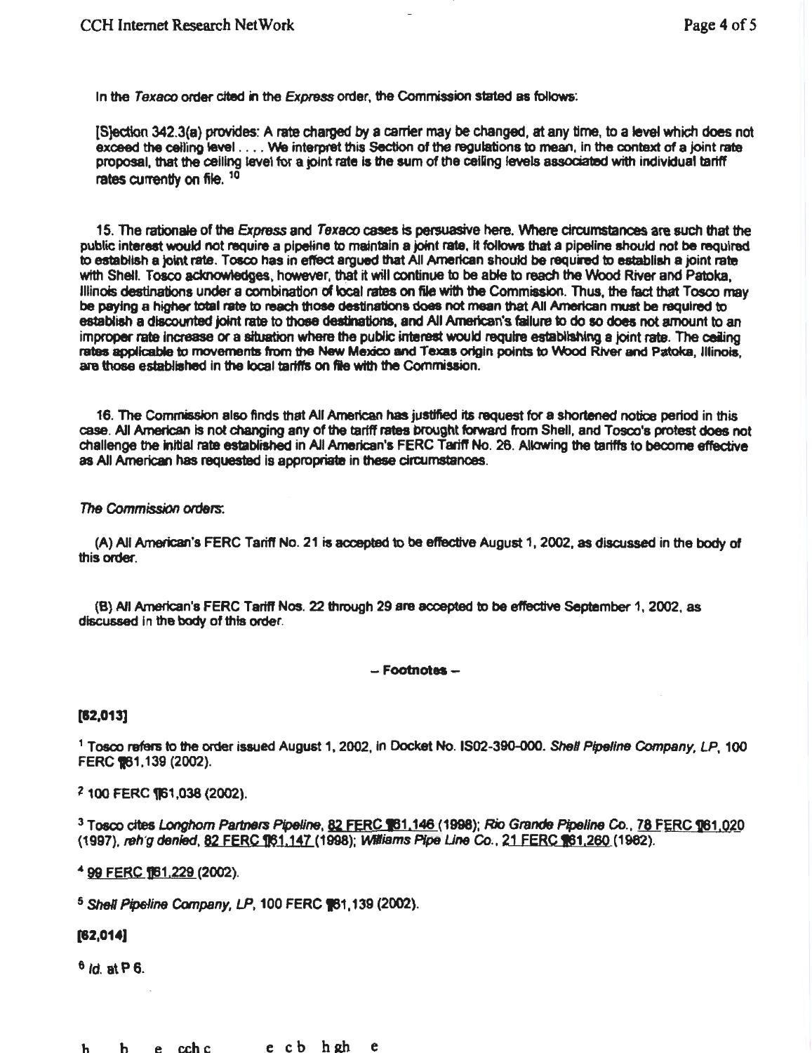In the *Texaco* order cited in the *Express* order, the Commission stated as follows:

> [S]ection 342.3(a) provides: A rate charged by a carrier may be changed, at any time, to a level which does not exceed the ceiling level . . . . We interpret this Section of the regulations to mean, in the context of a joint rate proposal, that the ceiling level for a joint rate is the sum of the ceiling levels associated with individual tariff rates currently on file. [10]

15. The rationale of the *Express* and *Texaco* cases is persuasive here. Where circumstances are such that the public interest would not require a pipeline to maintain a joint rate, it follows that a pipeline should not be required to establish a joint rate. Tosco has in effect argued that All American should be required to establish a joint rate with Shell. Tosco acknowledges, however, that it will continue to be able to reach the Wood River and Patoka, Illinois destinations under a combination of local rates on file with the Commission. Thus, the fact that Tosco may be paying a higher total rate to reach those destinations does not mean that All American must be required to establish a discounted joint rate to those destinations, and All American's failure to do so does not amount to an improper rate increase or a situation where the public interest would require establishing a joint rate. The ceiling rates applicable to movements from the New Mexico and Texas origin points to Wood River and Patoka, Illinois, are those established in the local tariffs on file with the Commission.

16. The Commission also finds that All American has justified its request for a shortened notice period in this case. All American is not changing any of the tariff rates brought forward from Shell, and Tosco's protest does not challenge the initial rate established in All American's FERC Tariff No. 26. Allowing the tariffs to become effective as All American has requested is appropriate in these circumstances.

*The Commission orders*:

(A) All American's FERC Tariff No. 21 is accepted to be effective August 1, 2002, as discussed in the body of this order.

(B) All American's FERC Tariff Nos. 22 through 29 are accepted to be effective September 1, 2002, as discussed in the body of this order.

**– Footnotes –**

**[62,013]**

[1] Tosco refers to the order issued August 1, 2002, in Docket No. IS02-390-000. *Shell Pipeline Company, LP*, 100 FERC ¶61,139 (2002).

[2] 100 FERC ¶61,038 (2002).

[3] Tosco cites *Longhorn Partners Pipeline*, 82 FERC ¶61,146 (1998); *Rio Grande Pipeline Co.*, 78 FERC ¶61,020 (1997), *reh'g denied*, 82 FERC ¶61,147 (1998); *Williams Pipe Line Co.*, 21 FERC ¶61,260 (1982).

[4] 99 FERC ¶61,229 (2002).

[5] *Shell Pipeline Company, LP*, 100 FERC ¶61,139 (2002).

**[62,014]**

[6] *Id.* at P 6.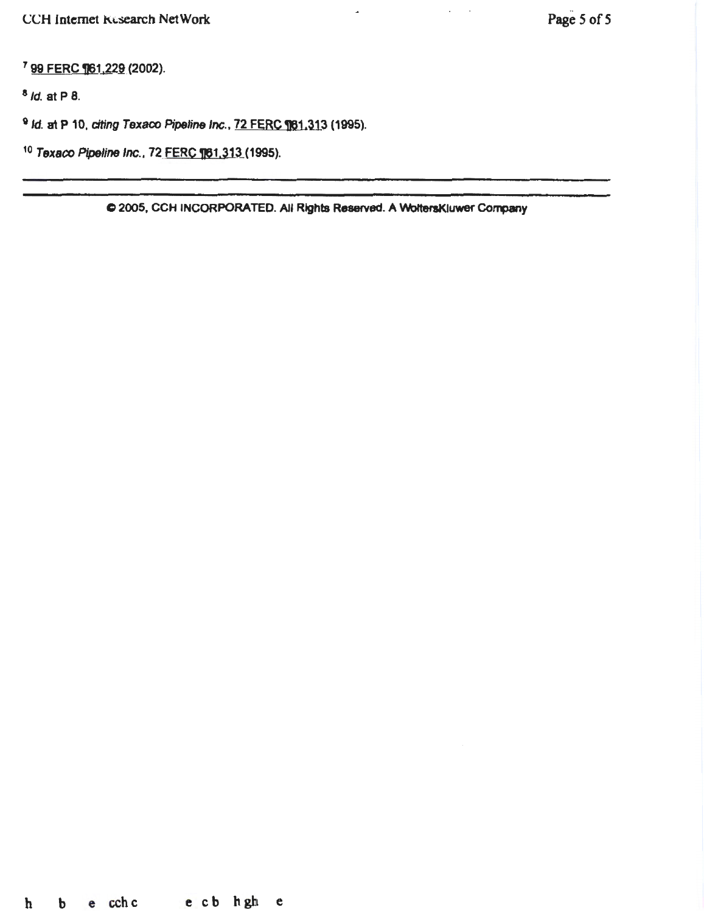[7] 99 FERC ¶61,229 (2002).

[8] *Id.* at P 8.

[9] *Id.* at P 10, *citing Texaco Pipeline Inc.*, 72 FERC ¶61,313 (1995).

[10] *Texaco Pipeline Inc.*, 72 FERC ¶61,313 (1995).

---

© 2005, CCH INCORPORATED. All Rights Reserved. A WoltersKluwer Company